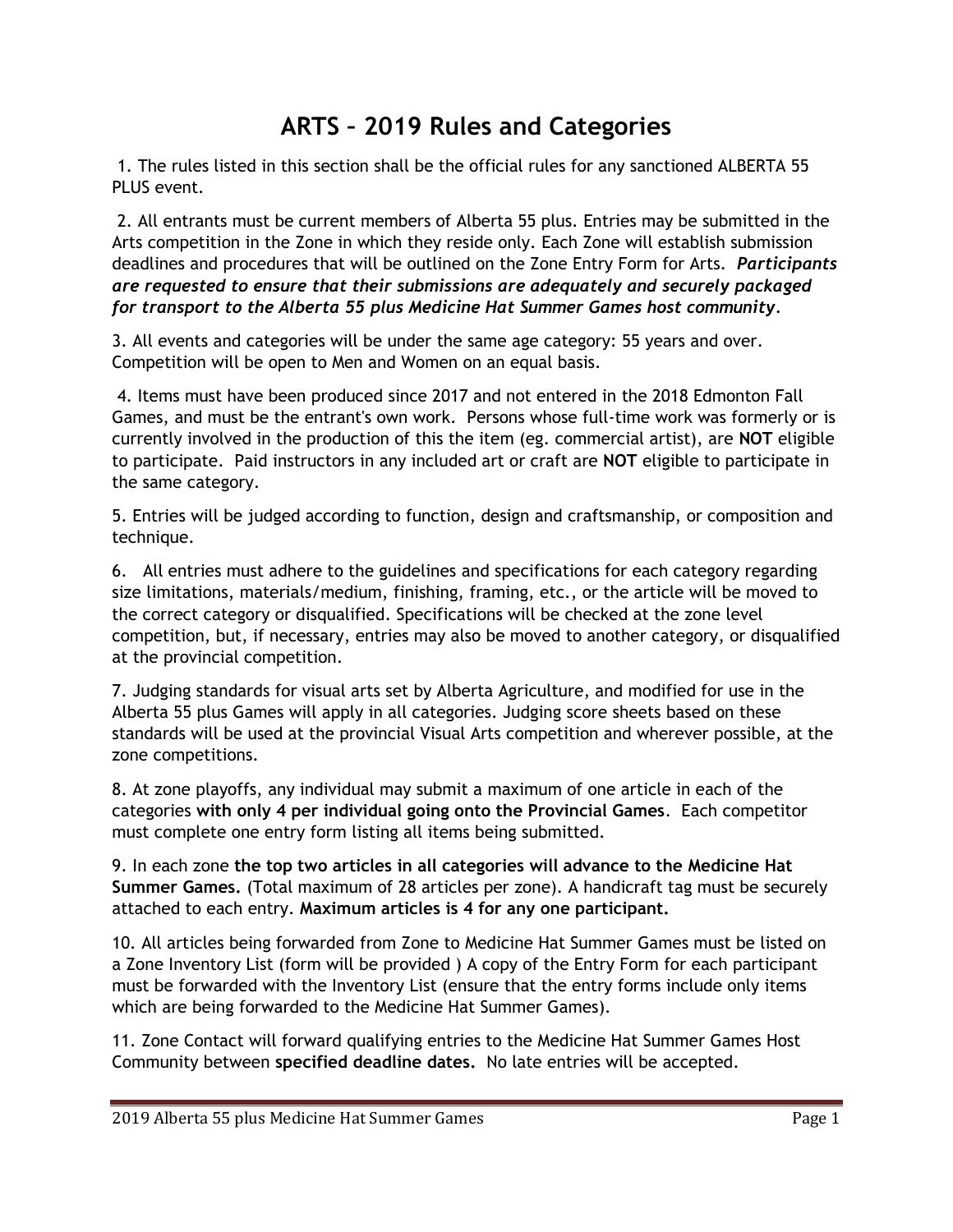# ARTS – 2019 Rules and Categories

1. The rules listed in this section shall be the official rules for any sanctioned ALBERTA 55 PLUS event.

2. All entrants must be current members of Alberta 55 plus. Entries may be submitted in the Arts competition in the Zone in which they reside only. Each Zone will establish submission deadlines and procedures that will be outlined on the Zone Entry Form for Arts. ***Participants are requested to ensure that their submissions are adequately and securely packaged for transport to the Alberta 55 plus Medicine Hat Summer Games host community.***

3. All events and categories will be under the same age category: 55 years and over. Competition will be open to Men and Women on an equal basis.

4. Items must have been produced since 2017 and not entered in the 2018 Edmonton Fall Games, and must be the entrant's own work. Persons whose full-time work was formerly or is currently involved in the production of this the item (eg. commercial artist), are **NOT** eligible to participate. Paid instructors in any included art or craft are **NOT** eligible to participate in the same category.

5. Entries will be judged according to function, design and craftsmanship, or composition and technique.

6. All entries must adhere to the guidelines and specifications for each category regarding size limitations, materials/medium, finishing, framing, etc., or the article will be moved to the correct category or disqualified. Specifications will be checked at the zone level competition, but, if necessary, entries may also be moved to another category, or disqualified at the provincial competition.

7. Judging standards for visual arts set by Alberta Agriculture, and modified for use in the Alberta 55 plus Games will apply in all categories. Judging score sheets based on these standards will be used at the provincial Visual Arts competition and wherever possible, at the zone competitions.

8. At zone playoffs, any individual may submit a maximum of one article in each of the categories **with only 4 per individual going onto the Provincial Games**. Each competitor must complete one entry form listing all items being submitted.

9. In each zone **the top two articles in all categories will advance to the Medicine Hat Summer Games.** (Total maximum of 28 articles per zone). A handicraft tag must be securely attached to each entry. **Maximum articles is 4 for any one participant.**

10. All articles being forwarded from Zone to Medicine Hat Summer Games must be listed on a Zone Inventory List (form will be provided ) A copy of the Entry Form for each participant must be forwarded with the Inventory List (ensure that the entry forms include only items which are being forwarded to the Medicine Hat Summer Games).

11. Zone Contact will forward qualifying entries to the Medicine Hat Summer Games Host Community between **specified deadline dates.** No late entries will be accepted.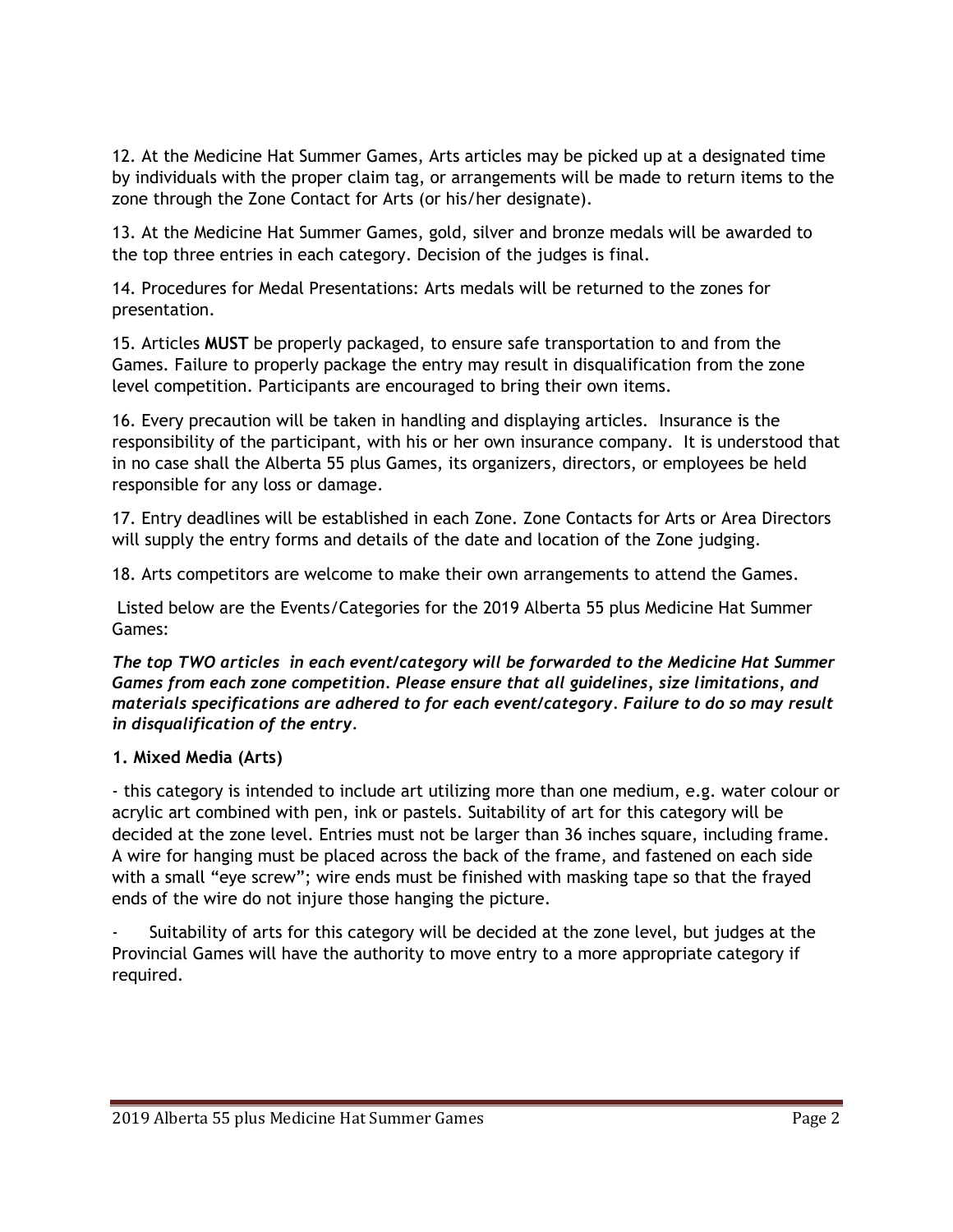12. At the Medicine Hat Summer Games, Arts articles may be picked up at a designated time by individuals with the proper claim tag, or arrangements will be made to return items to the zone through the Zone Contact for Arts (or his/her designate).

13. At the Medicine Hat Summer Games, gold, silver and bronze medals will be awarded to the top three entries in each category. Decision of the judges is final.

14. Procedures for Medal Presentations: Arts medals will be returned to the zones for presentation.

15. Articles **MUST** be properly packaged, to ensure safe transportation to and from the Games. Failure to properly package the entry may result in disqualification from the zone level competition. Participants are encouraged to bring their own items.

16. Every precaution will be taken in handling and displaying articles. Insurance is the responsibility of the participant, with his or her own insurance company. It is understood that in no case shall the Alberta 55 plus Games, its organizers, directors, or employees be held responsible for any loss or damage.

17. Entry deadlines will be established in each Zone. Zone Contacts for Arts or Area Directors will supply the entry forms and details of the date and location of the Zone judging.

18. Arts competitors are welcome to make their own arrangements to attend the Games.

Listed below are the Events/Categories for the 2019 Alberta 55 plus Medicine Hat Summer Games:

***The top TWO articles in each event/category will be forwarded to the Medicine Hat Summer Games from each zone competition. Please ensure that all guidelines, size limitations, and materials specifications are adhered to for each event/category. Failure to do so may result in disqualification of the entry.***

**1. Mixed Media (Arts)**

- this category is intended to include art utilizing more than one medium, e.g. water colour or acrylic art combined with pen, ink or pastels. Suitability of art for this category will be decided at the zone level. Entries must not be larger than 36 inches square, including frame. A wire for hanging must be placed across the back of the frame, and fastened on each side with a small "eye screw"; wire ends must be finished with masking tape so that the frayed ends of the wire do not injure those hanging the picture.

- Suitability of arts for this category will be decided at the zone level, but judges at the Provincial Games will have the authority to move entry to a more appropriate category if required.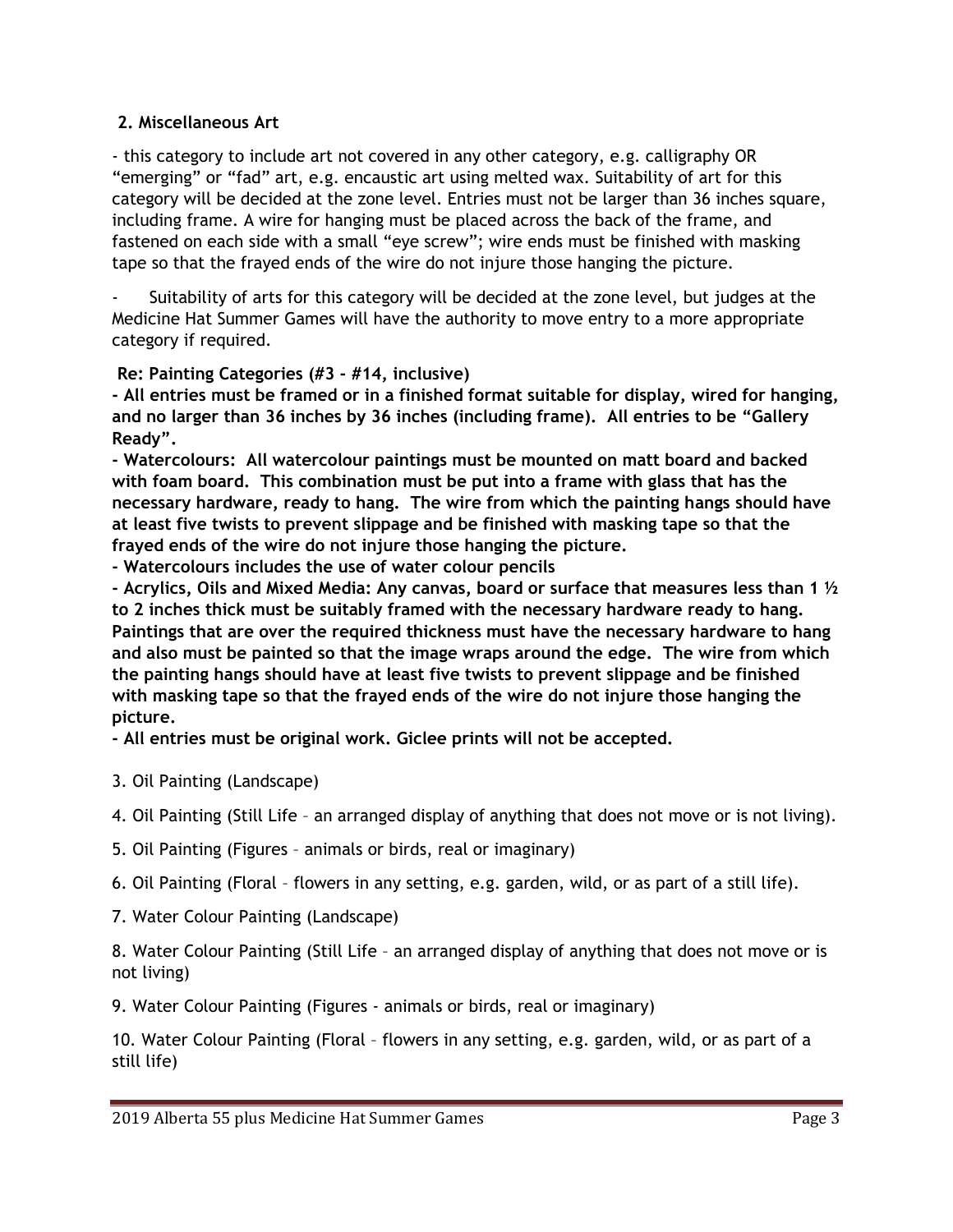**2. Miscellaneous Art**

- this category to include art not covered in any other category, e.g. calligraphy OR "emerging" or "fad" art, e.g. encaustic art using melted wax. Suitability of art for this category will be decided at the zone level. Entries must not be larger than 36 inches square, including frame. A wire for hanging must be placed across the back of the frame, and fastened on each side with a small "eye screw"; wire ends must be finished with masking tape so that the frayed ends of the wire do not injure those hanging the picture.

- Suitability of arts for this category will be decided at the zone level, but judges at the Medicine Hat Summer Games will have the authority to move entry to a more appropriate category if required.

**Re: Painting Categories (#3 - #14, inclusive)**

**- All entries must be framed or in a finished format suitable for display, wired for hanging, and no larger than 36 inches by 36 inches (including frame). All entries to be "Gallery Ready".**

**- Watercolours: All watercolour paintings must be mounted on matt board and backed with foam board. This combination must be put into a frame with glass that has the necessary hardware, ready to hang. The wire from which the painting hangs should have at least five twists to prevent slippage and be finished with masking tape so that the frayed ends of the wire do not injure those hanging the picture.**

**- Watercolours includes the use of water colour pencils**

**- Acrylics, Oils and Mixed Media: Any canvas, board or surface that measures less than 1 ½ to 2 inches thick must be suitably framed with the necessary hardware ready to hang. Paintings that are over the required thickness must have the necessary hardware to hang and also must be painted so that the image wraps around the edge. The wire from which the painting hangs should have at least five twists to prevent slippage and be finished with masking tape so that the frayed ends of the wire do not injure those hanging the picture.**

**- All entries must be original work. Giclee prints will not be accepted.**

3. Oil Painting (Landscape)

4. Oil Painting (Still Life – an arranged display of anything that does not move or is not living).

5. Oil Painting (Figures – animals or birds, real or imaginary)

6. Oil Painting (Floral – flowers in any setting, e.g. garden, wild, or as part of a still life).

7. Water Colour Painting (Landscape)

8. Water Colour Painting (Still Life – an arranged display of anything that does not move or is not living)

9. Water Colour Painting (Figures - animals or birds, real or imaginary)

10. Water Colour Painting (Floral – flowers in any setting, e.g. garden, wild, or as part of a still life)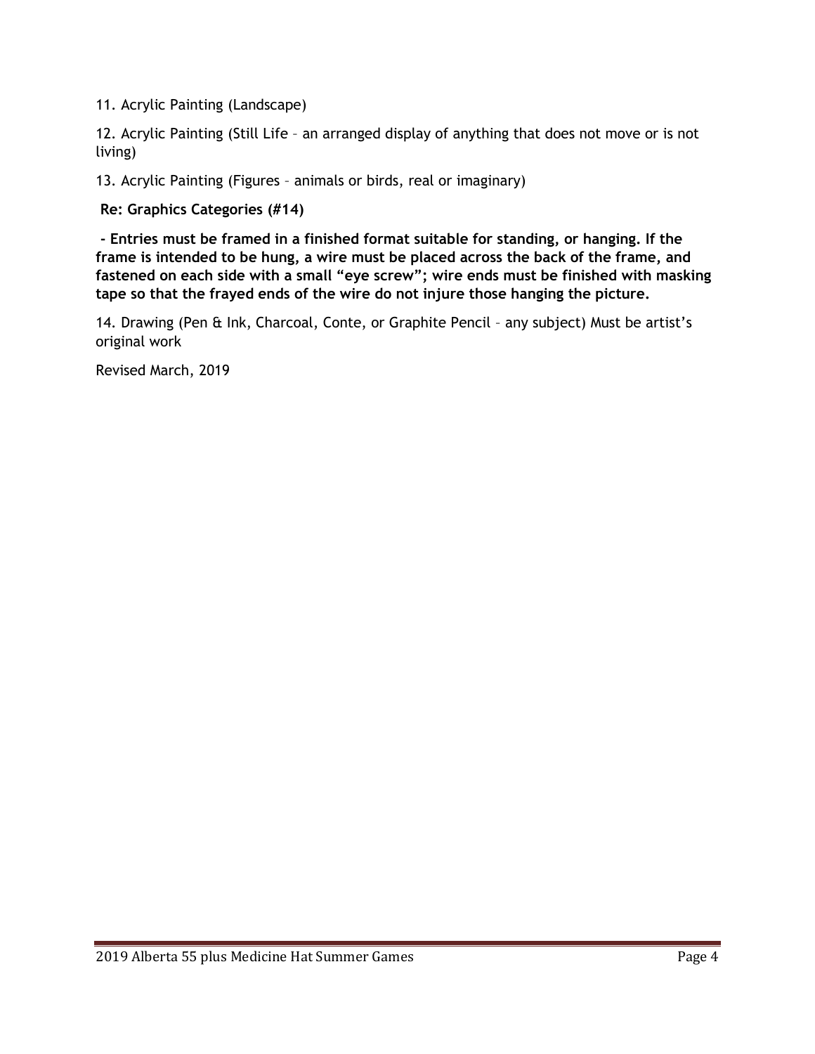11. Acrylic Painting (Landscape)

12. Acrylic Painting (Still Life – an arranged display of anything that does not move or is not living)

13. Acrylic Painting (Figures – animals or birds, real or imaginary)

**Re: Graphics Categories (#14)**

**- Entries must be framed in a finished format suitable for standing, or hanging. If the frame is intended to be hung, a wire must be placed across the back of the frame, and fastened on each side with a small "eye screw"; wire ends must be finished with masking tape so that the frayed ends of the wire do not injure those hanging the picture.**

14. Drawing (Pen & Ink, Charcoal, Conte, or Graphite Pencil – any subject) Must be artist's original work

Revised March, 2019